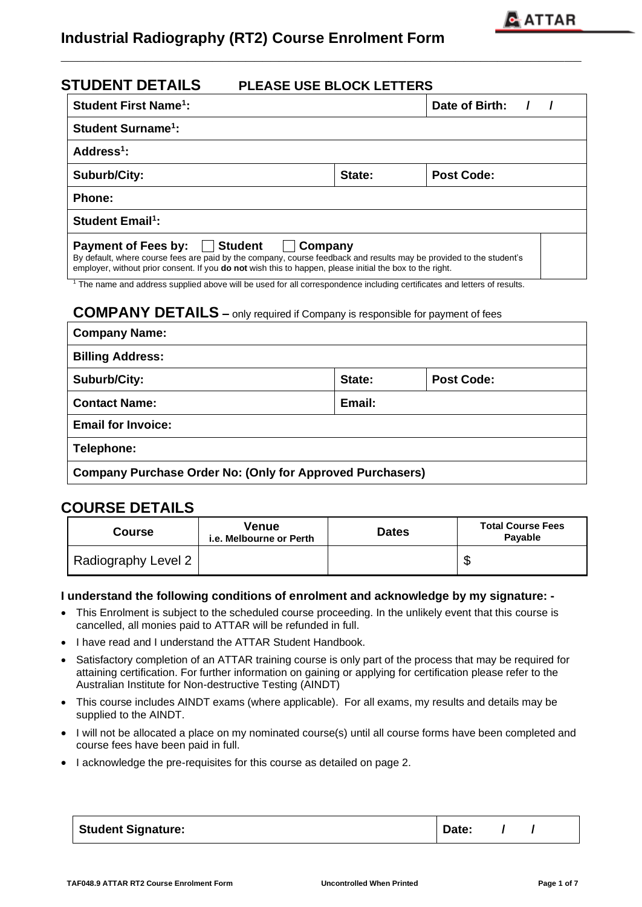# Industrial Radiography (RT2) Course Enrolment Form

## STUDENT DETAILS — PLEASE USE BLOCK LETTERS

| Student First Name[1]: | | Date of Birth: / / |
|---|---|---|
| Student Surname[1]: | | |
| Address[1]: | | |
| Suburb/City: | State: | Post Code: |
| Phone: | | |
| Student Email[1]: | | |
| Payment of Fees by: ☐ Student ☐ Company<br>By default, where course fees are paid by the company, course feedback and results may be provided to the student's employer, without prior consent. If you **do not** wish this to happen, please initial the box to the right. | | |

[1] The name and address supplied above will be used for all correspondence including certificates and letters of results.

## COMPANY DETAILS – only required if Company is responsible for payment of fees

| Company Name: | | |
|---|---|---|
| Billing Address: | | |
| Suburb/City: | State: | Post Code: |
| Contact Name: | Email: | |
| Email for Invoice: | | |
| Telephone: | | |
| Company Purchase Order No: (Only for Approved Purchasers) | | |

## COURSE DETAILS

| Course | Venue i.e. Melbourne or Perth | Dates | Total Course Fees Payable |
|---|---|---|---|
| Radiography Level 2 | | | $ |

**I understand the following conditions of enrolment and acknowledge by my signature: -**

- This Enrolment is subject to the scheduled course proceeding. In the unlikely event that this course is cancelled, all monies paid to ATTAR will be refunded in full.
- I have read and I understand the ATTAR Student Handbook.
- Satisfactory completion of an ATTAR training course is only part of the process that may be required for attaining certification. For further information on gaining or applying for certification please refer to the Australian Institute for Non-destructive Testing (AINDT)
- This course includes AINDT exams (where applicable). For all exams, my results and details may be supplied to the AINDT.
- I will not be allocated a place on my nominated course(s) until all course forms have been completed and course fees have been paid in full.
- I acknowledge the pre-requisites for this course as detailed on page 2.

| Student Signature: | Date: / / |
|---|---|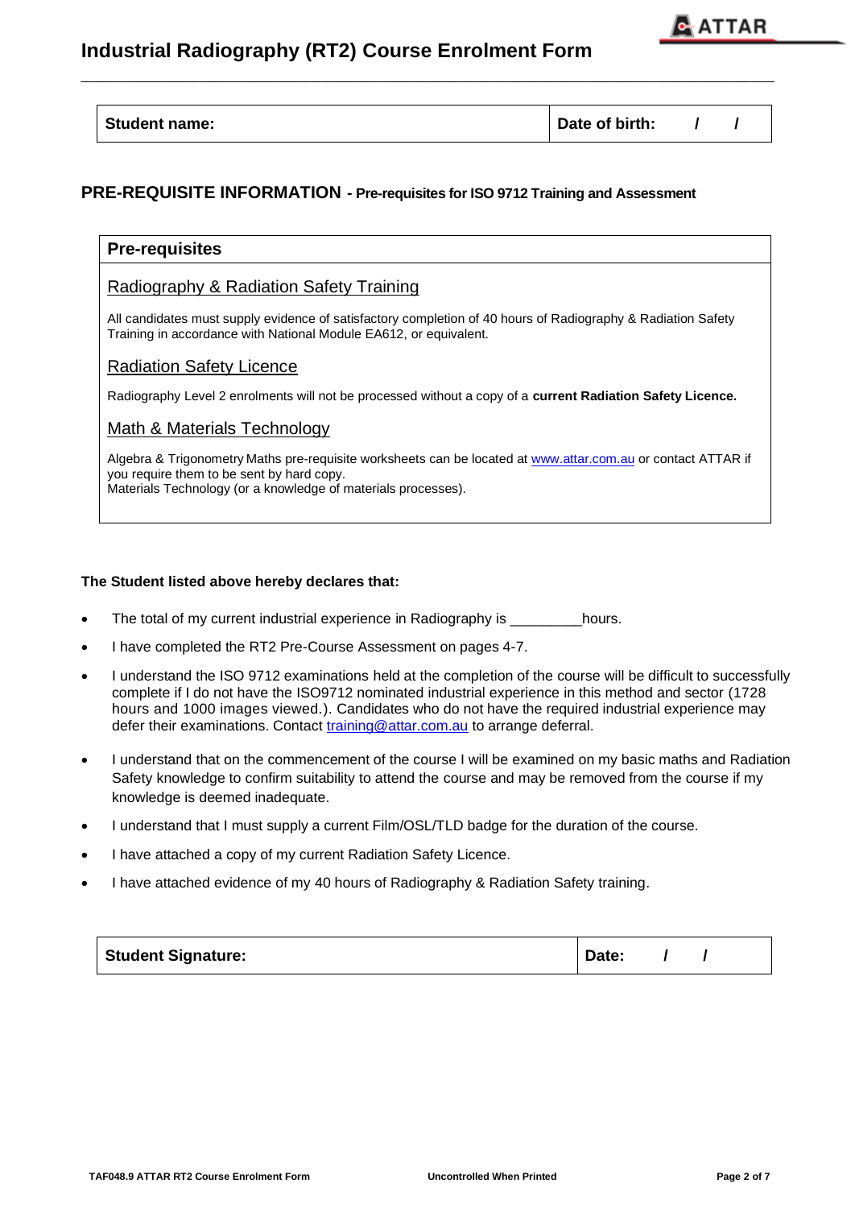# Industrial Radiography (RT2) Course Enrolment Form

| Student name: | Date of birth: / / |
|---|---|

## PRE-REQUISITE INFORMATION - Pre-requisites for ISO 9712 Training and Assessment

### Pre-requisites

Radiography & Radiation Safety Training

All candidates must supply evidence of satisfactory completion of 40 hours of Radiography & Radiation Safety Training in accordance with National Module EA612, or equivalent.

Radiation Safety Licence

Radiography Level 2 enrolments will not be processed without a copy of a **current Radiation Safety Licence.**

Math & Materials Technology

Algebra & Trigonometry Maths pre-requisite worksheets can be located at www.attar.com.au or contact ATTAR if you require them to be sent by hard copy.
Materials Technology (or a knowledge of materials processes).

**The Student listed above hereby declares that:**

- The total of my current industrial experience in Radiography is _________hours.
- I have completed the RT2 Pre-Course Assessment on pages 4-7.
- I understand the ISO 9712 examinations held at the completion of the course will be difficult to successfully complete if I do not have the ISO9712 nominated industrial experience in this method and sector (1728 hours and 1000 images viewed.). Candidates who do not have the required industrial experience may defer their examinations. Contact training@attar.com.au to arrange deferral.
- I understand that on the commencement of the course I will be examined on my basic maths and Radiation Safety knowledge to confirm suitability to attend the course and may be removed from the course if my knowledge is deemed inadequate.
- I understand that I must supply a current Film/OSL/TLD badge for the duration of the course.
- I have attached a copy of my current Radiation Safety Licence.
- I have attached evidence of my 40 hours of Radiography & Radiation Safety training.

| Student Signature: | Date: / / |
|---|---|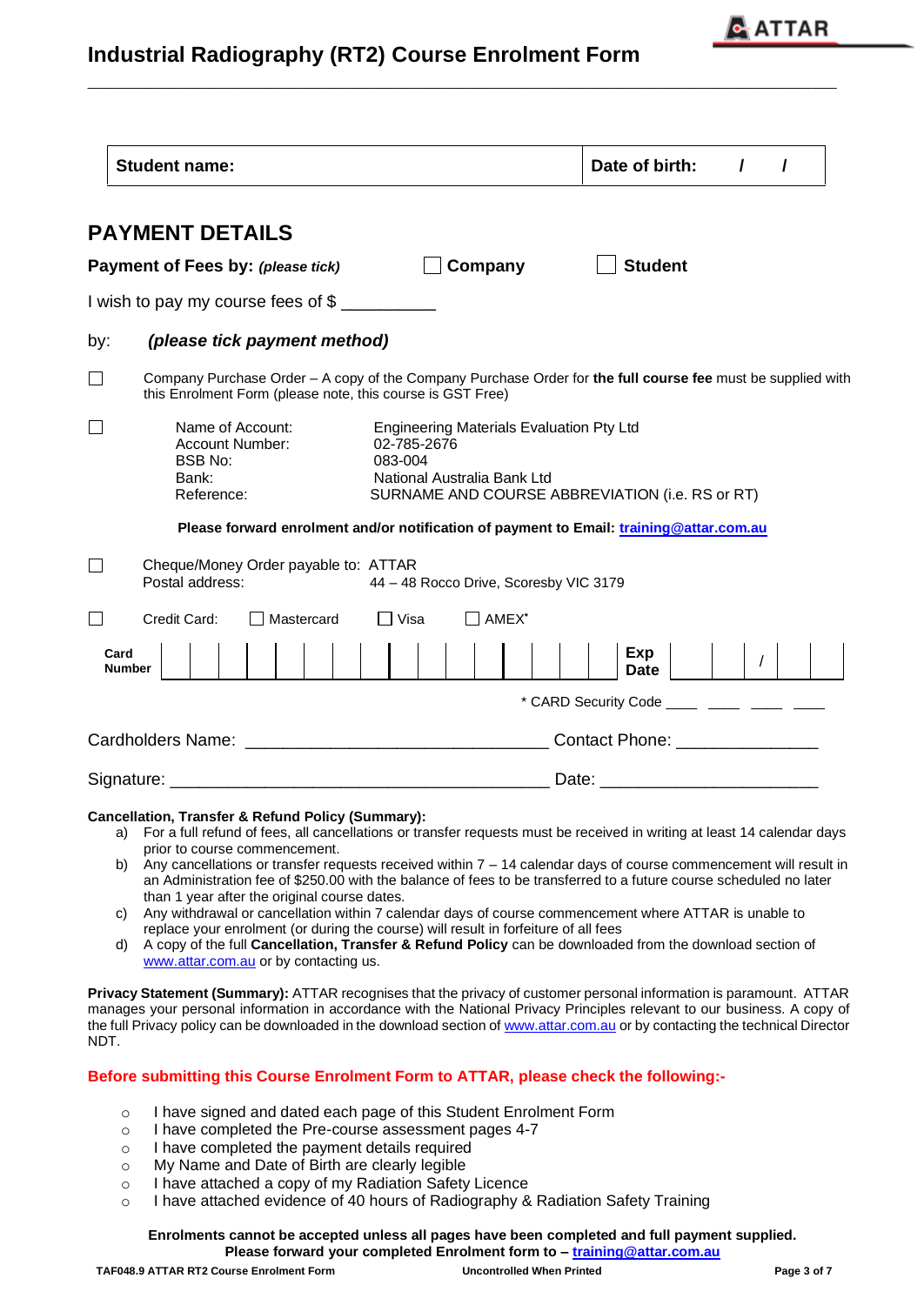# Industrial Radiography (RT2) Course Enrolment Form

| Student name: | Date of birth: / / |
|---|---|

## PAYMENT DETAILS

**Payment of Fees by:** ***(please tick)*** ☐ **Company** ☐ **Student**

I wish to pay my course fees of $ __________

by: ***(please tick payment method)***

☐ Company Purchase Order – A copy of the Company Purchase Order for **the full course fee** must be supplied with this Enrolment Form (please note, this course is GST Free)

☐

| | |
|---|---|
| Name of Account: | Engineering Materials Evaluation Pty Ltd |
| Account Number: | 02-785-2676 |
| BSB No: | 083-004 |
| Bank: | National Australia Bank Ltd |
| Reference: | SURNAME AND COURSE ABBREVIATION (i.e. RS or RT) |

**Please forward enrolment and/or notification of payment to Email: training@attar.com.au**

☐ Cheque/Money Order payable to: ATTAR
Postal address: 44 – 48 Rocco Drive, Scoresby VIC 3179

☐ Credit Card: ☐ Mastercard ☐ Visa ☐ AMEX*

**Card Number** | | | | | | | | | | | | | | | | | **Exp Date** | | / | |

* CARD Security Code ____ ____ ____ ____

Cardholders Name: _______________________________ Contact Phone: _______________

Signature: _________________________________________ Date: ______________________

**Cancellation, Transfer & Refund Policy (Summary):**

a) For a full refund of fees, all cancellations or transfer requests must be received in writing at least 14 calendar days prior to course commencement.
b) Any cancellations or transfer requests received within 7 – 14 calendar days of course commencement will result in an Administration fee of $250.00 with the balance of fees to be transferred to a future course scheduled no later than 1 year after the original course dates.
c) Any withdrawal or cancellation within 7 calendar days of course commencement where ATTAR is unable to replace your enrolment (or during the course) will result in forfeiture of all fees
d) A copy of the full **Cancellation, Transfer & Refund Policy** can be downloaded from the download section of www.attar.com.au or by contacting us.

**Privacy Statement (Summary):** ATTAR recognises that the privacy of customer personal information is paramount. ATTAR manages your personal information in accordance with the National Privacy Principles relevant to our business. A copy of the full Privacy policy can be downloaded in the download section of www.attar.com.au or by contacting the technical Director NDT.

**Before submitting this Course Enrolment Form to ATTAR, please check the following:-**

- I have signed and dated each page of this Student Enrolment Form
- I have completed the Pre-course assessment pages 4-7
- I have completed the payment details required
- My Name and Date of Birth are clearly legible
- I have attached a copy of my Radiation Safety Licence
- I have attached evidence of 40 hours of Radiography & Radiation Safety Training

**Enrolments cannot be accepted unless all pages have been completed and full payment supplied.**
**Please forward your completed Enrolment form to – training@attar.com.au**

TAF048.9 ATTAR RT2 Course Enrolment Form Uncontrolled When Printed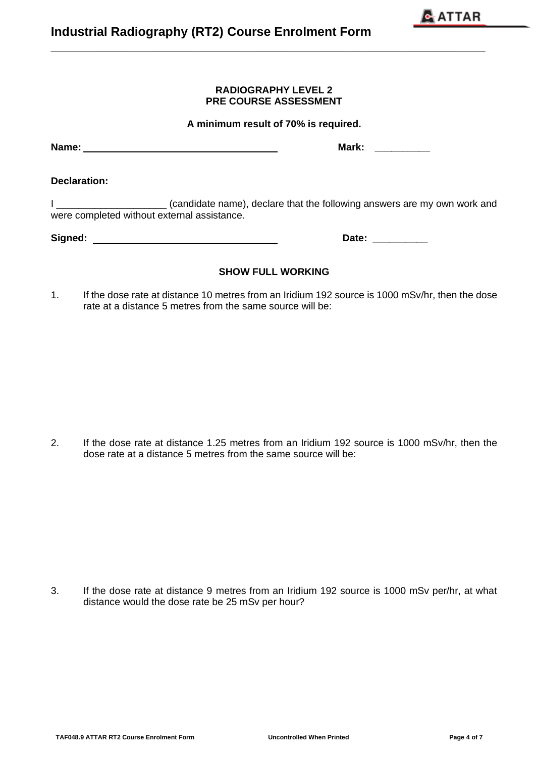# Industrial Radiography (RT2) Course Enrolment Form

**RADIOGRAPHY LEVEL 2**
**PRE COURSE ASSESSMENT**

**A minimum result of 70% is required.**

**Name:** ___________________________________ **Mark:** _________

**Declaration:**

I ____________________ (candidate name), declare that the following answers are my own work and were completed without external assistance.

**Signed:** ___________________________________ **Date:** _________

**SHOW FULL WORKING**

1. If the dose rate at distance 10 metres from an Iridium 192 source is 1000 mSv/hr, then the dose rate at a distance 5 metres from the same source will be:

2. If the dose rate at distance 1.25 metres from an Iridium 192 source is 1000 mSv/hr, then the dose rate at a distance 5 metres from the same source will be:

3. If the dose rate at distance 9 metres from an Iridium 192 source is 1000 mSv per/hr, at what distance would the dose rate be 25 mSv per hour?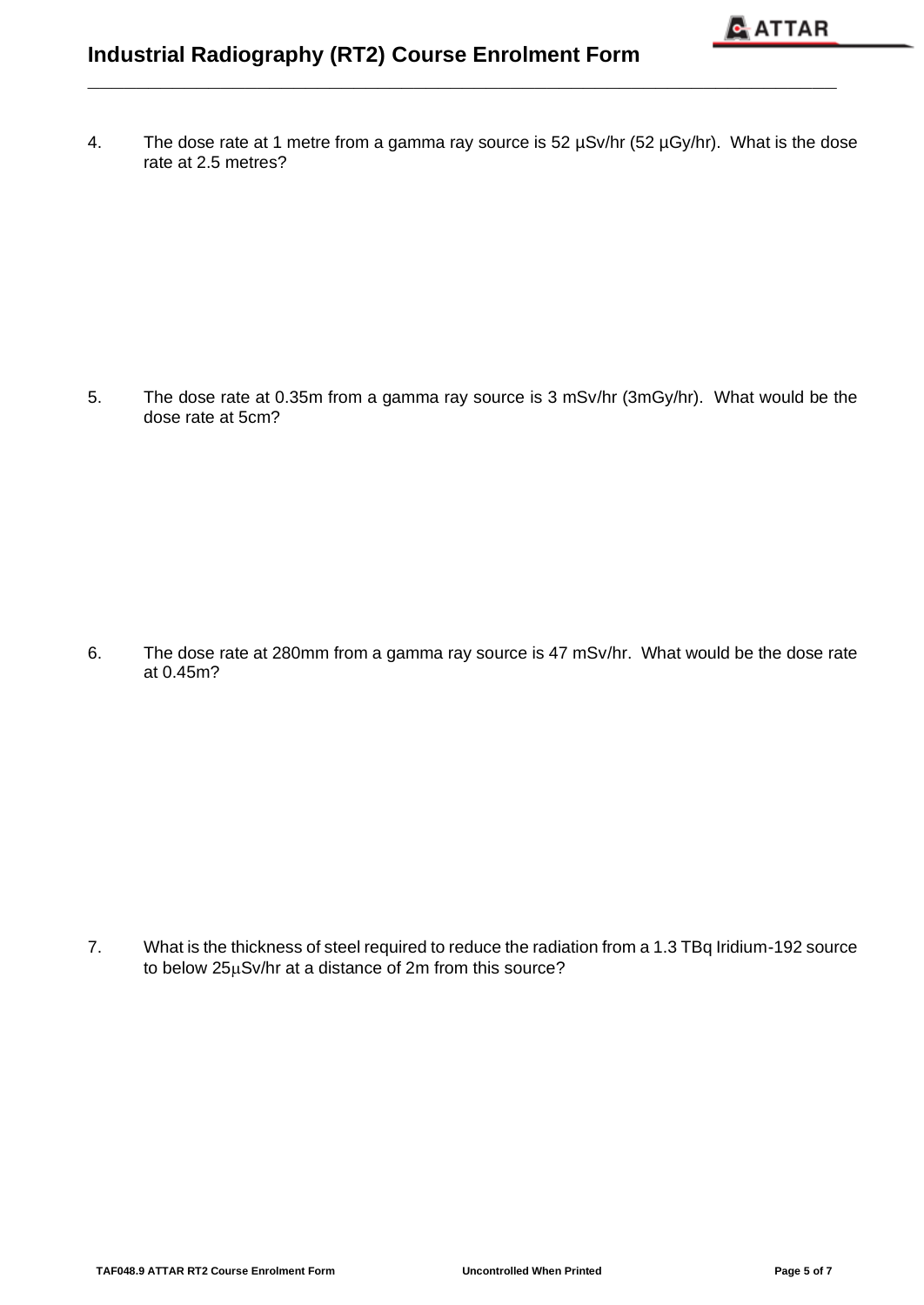4. The dose rate at 1 metre from a gamma ray source is 52 µSv/hr (52 µGy/hr). What is the dose rate at 2.5 metres?

5. The dose rate at 0.35m from a gamma ray source is 3 mSv/hr (3mGy/hr). What would be the dose rate at 5cm?

6. The dose rate at 280mm from a gamma ray source is 47 mSv/hr. What would be the dose rate at 0.45m?

7. What is the thickness of steel required to reduce the radiation from a 1.3 TBq Iridium-192 source to below 25µSv/hr at a distance of 2m from this source?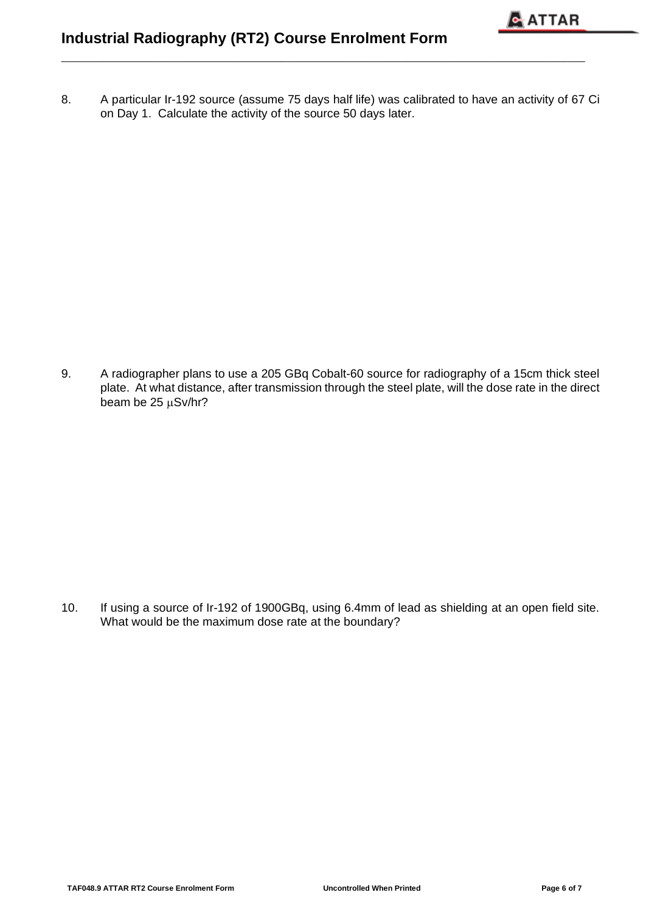8. A particular Ir-192 source (assume 75 days half life) was calibrated to have an activity of 67 Ci on Day 1. Calculate the activity of the source 50 days later.

9. A radiographer plans to use a 205 GBq Cobalt-60 source for radiography of a 15cm thick steel plate. At what distance, after transmission through the steel plate, will the dose rate in the direct beam be 25 μSv/hr?

10. If using a source of Ir-192 of 1900GBq, using 6.4mm of lead as shielding at an open field site. What would be the maximum dose rate at the boundary?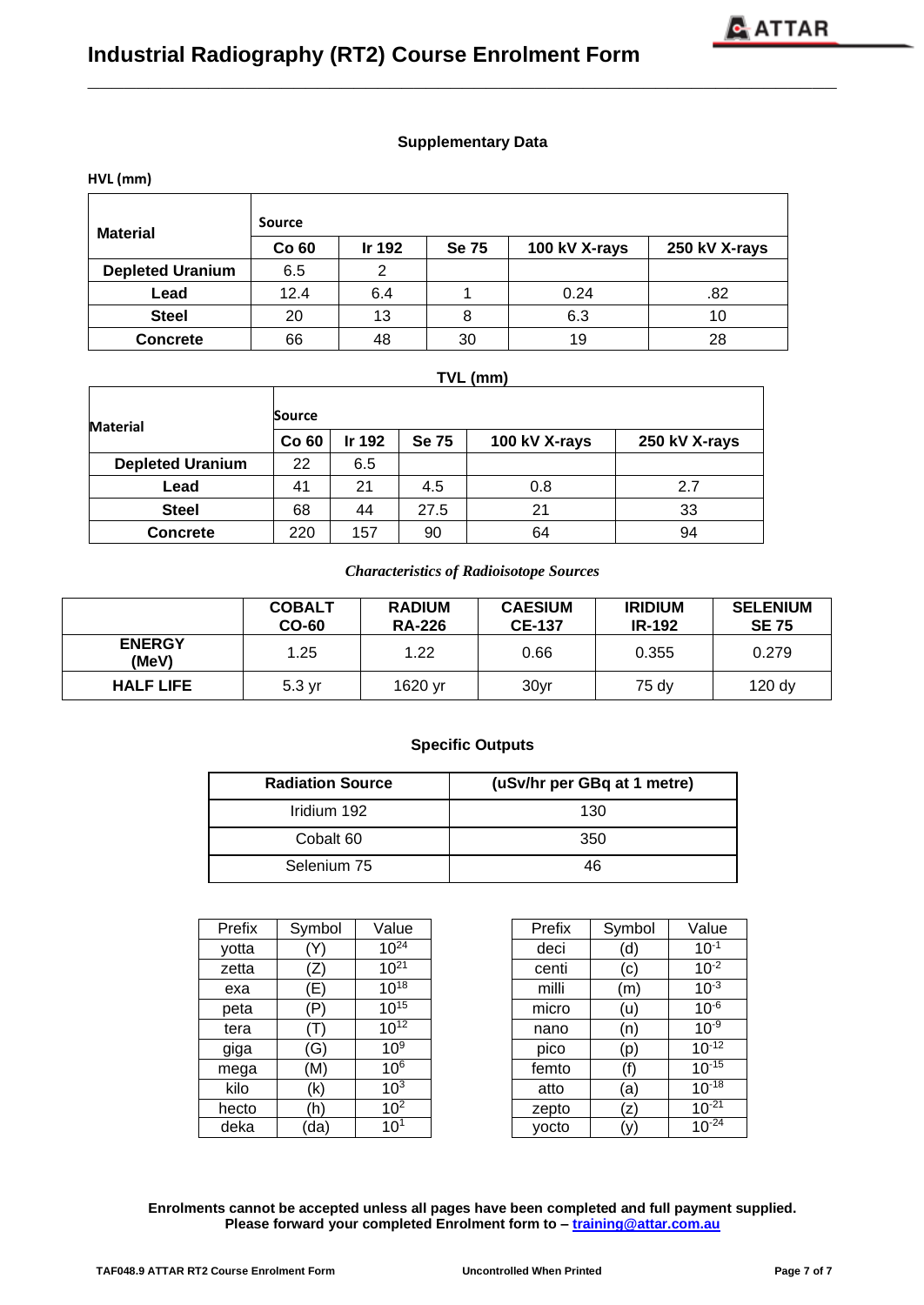# Industrial Radiography (RT2) Course Enrolment Form

## Supplementary Data

**HVL (mm)**

| Material | Source | | | | |
|---|---|---|---|---|---|
| | Co 60 | Ir 192 | Se 75 | 100 kV X-rays | 250 kV X-rays |
| Depleted Uranium | 6.5 | 2 | | | |
| Lead | 12.4 | 6.4 | 1 | 0.24 | .82 |
| Steel | 20 | 13 | 8 | 6.3 | 10 |
| Concrete | 66 | 48 | 30 | 19 | 28 |

**TVL (mm)**

| Material | Source | | | | |
|---|---|---|---|---|---|
| | Co 60 | Ir 192 | Se 75 | 100 kV X-rays | 250 kV X-rays |
| Depleted Uranium | 22 | 6.5 | | | |
| Lead | 41 | 21 | 4.5 | 0.8 | 2.7 |
| Steel | 68 | 44 | 27.5 | 21 | 33 |
| Concrete | 220 | 157 | 90 | 64 | 94 |

*Characteristics of Radioisotope Sources*

| | COBALT CO-60 | RADIUM RA-226 | CAESIUM CE-137 | IRIDIUM IR-192 | SELENIUM SE 75 |
|---|---|---|---|---|---|
| ENERGY (MeV) | 1.25 | 1.22 | 0.66 | 0.355 | 0.279 |
| HALF LIFE | 5.3 yr | 1620 yr | 30yr | 75 dy | 120 dy |

**Specific Outputs**

| Radiation Source | (uSv/hr per GBq at 1 metre) |
|---|---|
| Iridium 192 | 130 |
| Cobalt 60 | 350 |
| Selenium 75 | 46 |

| Prefix | Symbol | Value |
|---|---|---|
| yotta | (Y) | $10^{24}$ |
| zetta | (Z) | $10^{21}$ |
| exa | (E) | $10^{18}$ |
| peta | (P) | $10^{15}$ |
| tera | (T) | $10^{12}$ |
| giga | (G) | $10^{9}$ |
| mega | (M) | $10^{6}$ |
| kilo | (k) | $10^{3}$ |
| hecto | (h) | $10^{2}$ |
| deka | (da) | $10^{1}$ |

| Prefix | Symbol | Value |
|---|---|---|
| deci | (d) | $10^{-1}$ |
| centi | (c) | $10^{-2}$ |
| milli | (m) | $10^{-3}$ |
| micro | (u) | $10^{-6}$ |
| nano | (n) | $10^{-9}$ |
| pico | (p) | $10^{-12}$ |
| femto | (f) | $10^{-15}$ |
| atto | (a) | $10^{-18}$ |
| zepto | (z) | $10^{-21}$ |
| yocto | (y) | $10^{-24}$ |

**Enrolments cannot be accepted unless all pages have been completed and full payment supplied.**
**Please forward your completed Enrolment form to – [training@attar.com.au](mailto:training@attar.com.au)**